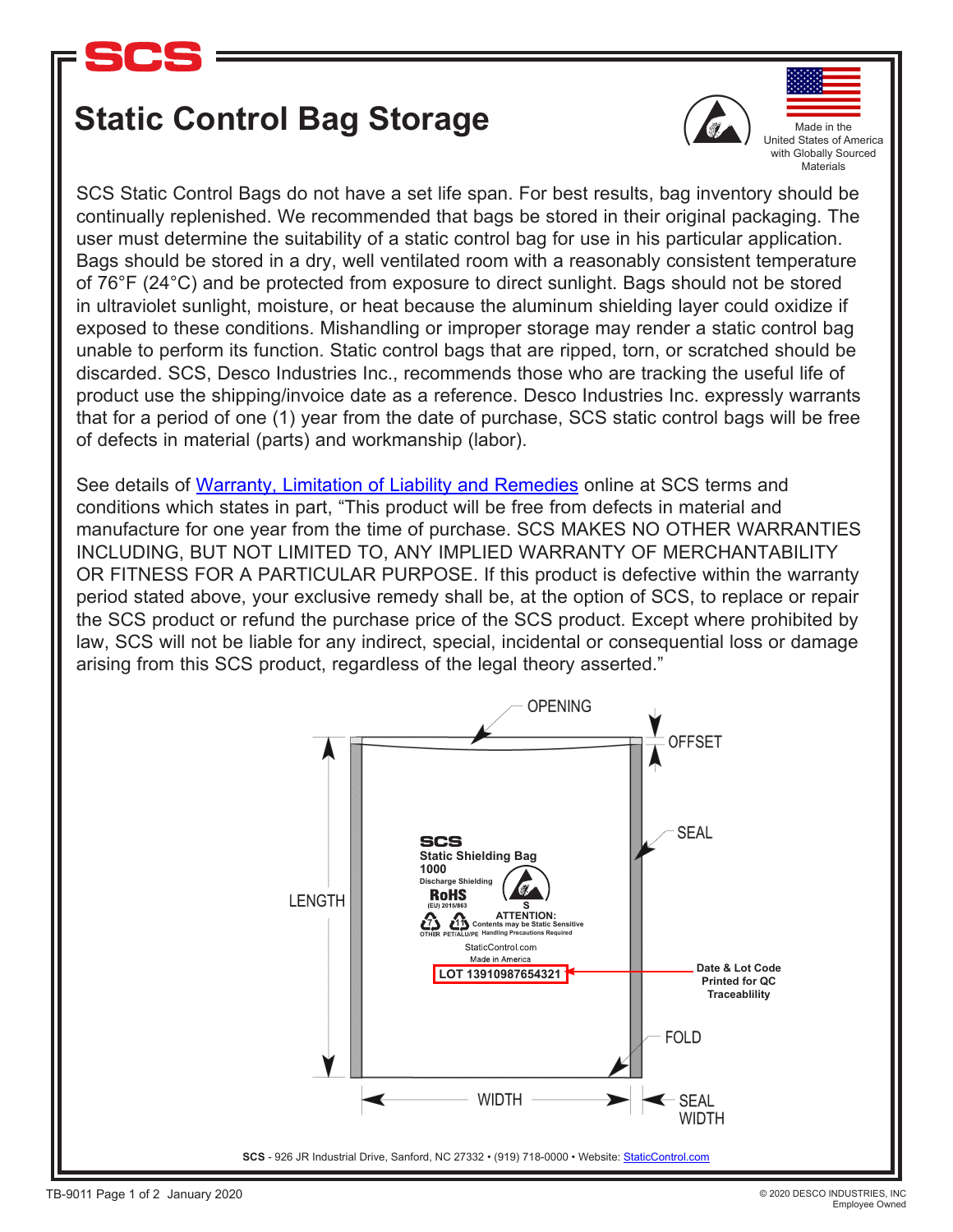SCS

# Static Control Bag Storage

Made in the United States of America with Globally Sourced Materials

SCS Static Control Bags do not have a set life span. For best results, bag inventory should be continually replenished. We recommended that bags be stored in their original packaging. The user must determine the suitability of a static control bag for use in his particular application. Bags should be stored in a dry, well ventilated room with a reasonably consistent temperature of 76°F (24°C) and be protected from exposure to direct sunlight. Bags should not be stored in ultraviolet sunlight, moisture, or heat because the aluminum shielding layer could oxidize if exposed to these conditions. Mishandling or improper storage may render a static control bag unable to perform its function. Static control bags that are ripped, torn, or scratched should be discarded. SCS, Desco Industries Inc., recommends those who are tracking the useful life of product use the shipping/invoice date as a reference. Desco Industries Inc. expressly warrants that for a period of one (1) year from the date of purchase, SCS static control bags will be free of defects in material (parts) and workmanship (labor).

See details of Warranty, Limitation of Liability and Remedies online at SCS terms and conditions which states in part, "This product will be free from defects in material and manufacture for one year from the time of purchase. SCS MAKES NO OTHER WARRANTIES INCLUDING, BUT NOT LIMITED TO, ANY IMPLIED WARRANTY OF MERCHANTABILITY OR FITNESS FOR A PARTICULAR PURPOSE. If this product is defective within the warranty period stated above, your exclusive remedy shall be, at the option of SCS, to replace or repair the SCS product or refund the purchase price of the SCS product. Except where prohibited by law, SCS will not be liable for any indirect, special, incidental or consequential loss or damage arising from this SCS product, regardless of the legal theory asserted."

OPENING

OFFSET

SEAL

LENGTH

SCS
Static Shielding Bag
1000
Discharge Shielding
RoHS
(EU) 2015/863
S
ATTENTION:
Contents may be Static Sensitive
Handling Precautions Required
OTHER PET/ALU/PE
StaticControl.com
Made in America
LOT 13910987654321

Date & Lot Code Printed for QC Traceablility

FOLD

WIDTH

SEAL WIDTH

**SCS** - 926 JR Industrial Drive, Sanford, NC 27332 • (919) 718-0000 • Website: StaticControl.com

TB-9011 Page 1 of 2 January 2020

© 2020 DESCO INDUSTRIES, INC
Employee Owned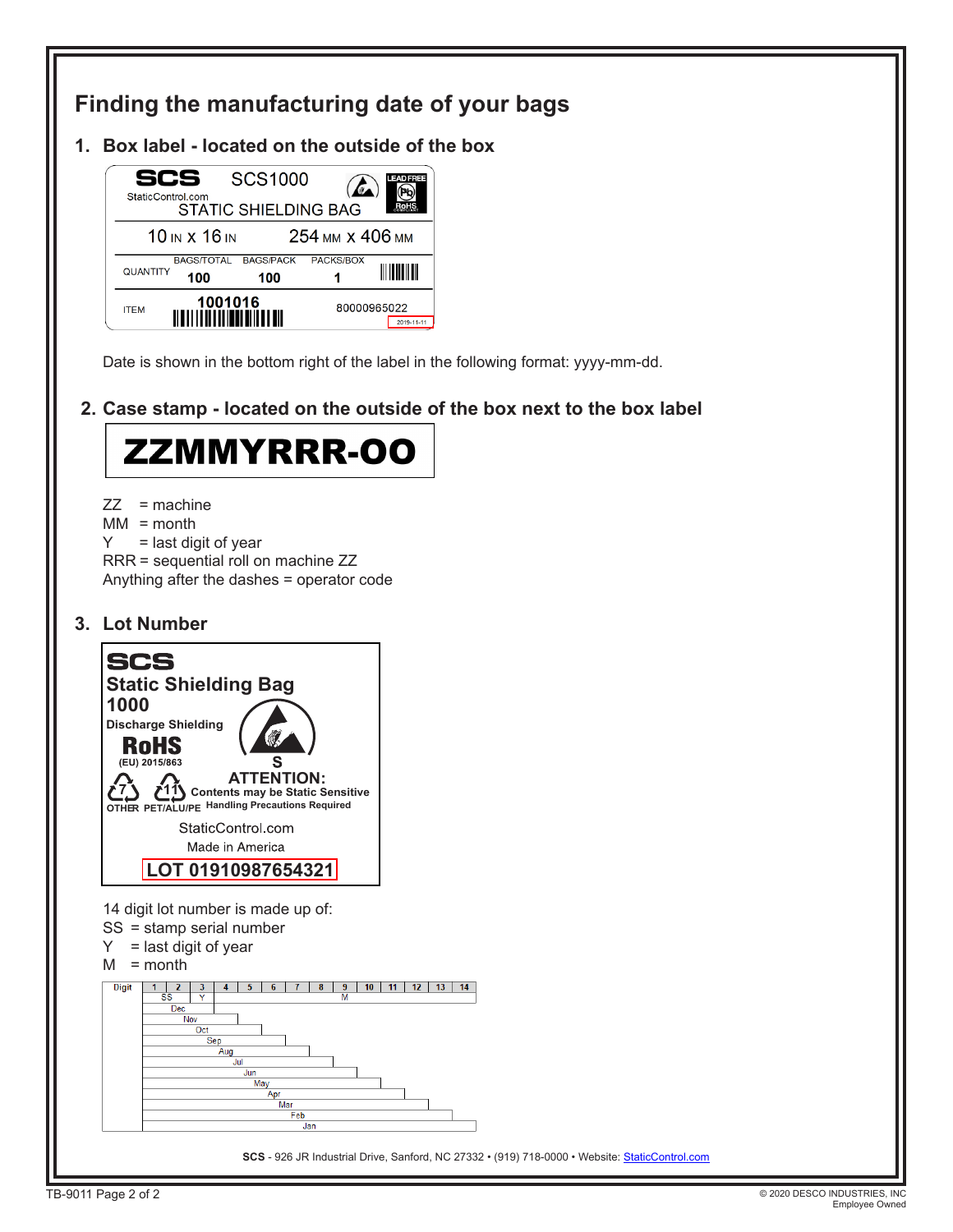# Finding the manufacturing date of your bags

## 1. Box label - located on the outside of the box

SCS
StaticControl.com
SCS1000
STATIC SHIELDING BAG
LEAD FREE
RoHS COMPLIANT

10 IN X 16 IN | 254 MM X 406 MM

QUANTITY | BAGS/TOTAL 100 | BAGS/PACK 100 | PACKS/BOX 1

ITEM 1001016 | 80000965022
2019-11-11

Date is shown in the bottom right of the label in the following format: yyyy-mm-dd.

## 2. Case stamp - located on the outside of the box next to the box label

**ZZMMYRRR-OO**

ZZ = machine
MM = month
Y = last digit of year
RRR = sequential roll on machine ZZ
Anything after the dashes = operator code

## 3. Lot Number

**SCS**
**Static Shielding Bag**
**1000**
**Discharge Shielding**
**RoHS**
**(EU) 2015/863**
**S**
**ATTENTION:**
**Contents may be Static Sensitive**
**Handling Precautions Required**
7 OTHER
11 PET/ALU/PE
StaticControl.com
Made in America
**LOT 01910987654321**

14 digit lot number is made up of:
SS = stamp serial number
Y = last digit of year
M = month

| Digit | 1 | 2 | 3 | 4 | 5 | 6 | 7 | 8 | 9 | 10 | 11 | 12 | 13 | 14 |
|---|---|---|---|---|---|---|---|---|---|---|---|---|---|---|
| | SS | | Y | M | | | | | | | | | | |
| | Dec | | | | | | | | | | | | | |
| | Nov | | | | | | | | | | | | | |
| | Oct | | | | | | | | | | | | | |
| | Sep | | | | | | | | | | | | | |
| | Aug | | | | | | | | | | | | | |
| | Jul | | | | | | | | | | | | | |
| | Jun | | | | | | | | | | | | | |
| | May | | | | | | | | | | | | | |
| | Apr | | | | | | | | | | | | | |
| | Mar | | | | | | | | | | | | | |
| | Feb | | | | | | | | | | | | | |
| | Jan | | | | | | | | | | | | | |

**SCS** - 926 JR Industrial Drive, Sanford, NC 27332 • (919) 718-0000 • Website: StaticControl.com

TB-9011

© 2020 DESCO INDUSTRIES, INC
Employee Owned